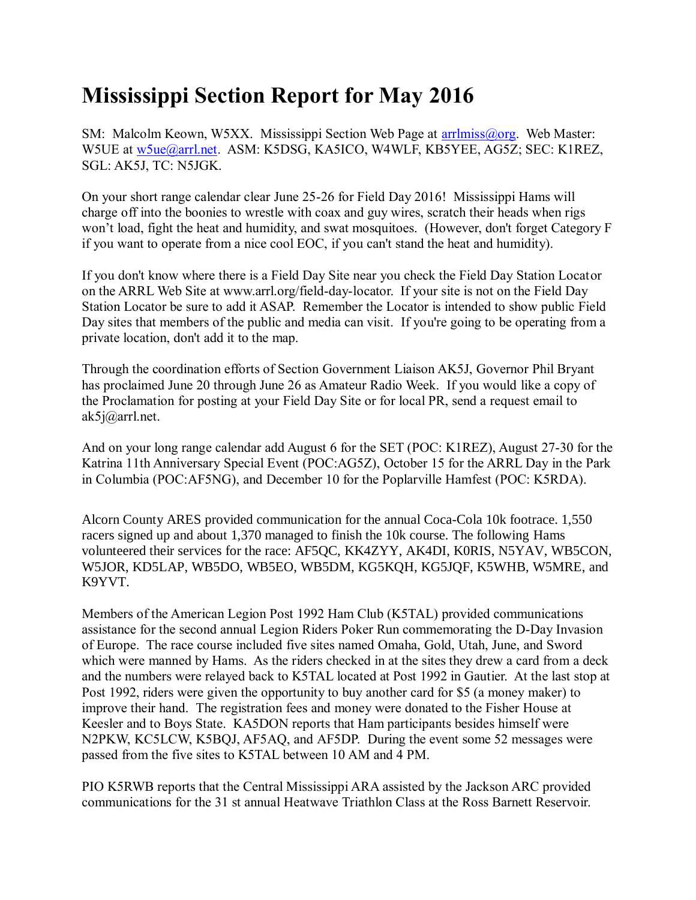# Mississippi Section Report for May 2016

SM: Malcolm Keown, W5XX. Mississippi Section Web Page at arrlmiss@org. Web Master: W5UE at w5ue@arrl.net. ASM: K5DSG, KA5ICO, W4WLF, KB5YEE, AG5Z; SEC: K1REZ, SGL: AK5J, TC: N5JGK.

On your short range calendar clear June 25-26 for Field Day 2016! Mississippi Hams will charge off into the boonies to wrestle with coax and guy wires, scratch their heads when rigs won't load, fight the heat and humidity, and swat mosquitoes. (However, don't forget Category F if you want to operate from a nice cool EOC, if you can't stand the heat and humidity).

If you don't know where there is a Field Day Site near you check the Field Day Station Locator on the ARRL Web Site at www.arrl.org/field-day-locator. If your site is not on the Field Day Station Locator be sure to add it ASAP. Remember the Locator is intended to show public Field Day sites that members of the public and media can visit. If you're going to be operating from a private location, don't add it to the map.

Through the coordination efforts of Section Government Liaison AK5J, Governor Phil Bryant has proclaimed June 20 through June 26 as Amateur Radio Week. If you would like a copy of the Proclamation for posting at your Field Day Site or for local PR, send a request email to ak5j@arrl.net.

And on your long range calendar add August 6 for the SET (POC: K1REZ), August 27-30 for the Katrina 11th Anniversary Special Event (POC:AG5Z), October 15 for the ARRL Day in the Park in Columbia (POC:AF5NG), and December 10 for the Poplarville Hamfest (POC: K5RDA).

Alcorn County ARES provided communication for the annual Coca-Cola 10k footrace. 1,550 racers signed up and about 1,370 managed to finish the 10k course. The following Hams volunteered their services for the race: AF5QC, KK4ZYY, AK4DI, K0RIS, N5YAV, WB5CON, W5JOR, KD5LAP, WB5DO, WB5EO, WB5DM, KG5KQH, KG5JQF, K5WHB, W5MRE, and K9YVT.

Members of the American Legion Post 1992 Ham Club (K5TAL) provided communications assistance for the second annual Legion Riders Poker Run commemorating the D-Day Invasion of Europe. The race course included five sites named Omaha, Gold, Utah, June, and Sword which were manned by Hams. As the riders checked in at the sites they drew a card from a deck and the numbers were relayed back to K5TAL located at Post 1992 in Gautier. At the last stop at Post 1992, riders were given the opportunity to buy another card for $5 (a money maker) to improve their hand. The registration fees and money were donated to the Fisher House at Keesler and to Boys State. KA5DON reports that Ham participants besides himself were N2PKW, KC5LCW, K5BQJ, AF5AQ, and AF5DP. During the event some 52 messages were passed from the five sites to K5TAL between 10 AM and 4 PM.

PIO K5RWB reports that the Central Mississippi ARA assisted by the Jackson ARC provided communications for the 31 st annual Heatwave Triathlon Class at the Ross Barnett Reservoir.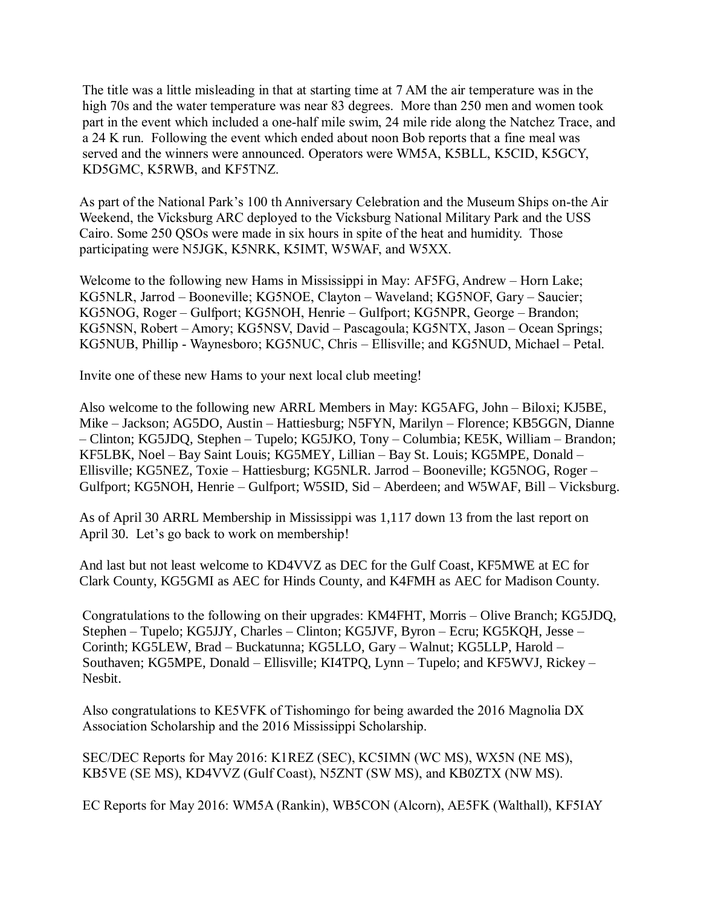The title was a little misleading in that at starting time at 7 AM the air temperature was in the high 70s and the water temperature was near 83 degrees. More than 250 men and women took part in the event which included a one-half mile swim, 24 mile ride along the Natchez Trace, and a 24 K run. Following the event which ended about noon Bob reports that a fine meal was served and the winners were announced. Operators were WM5A, K5BLL, K5CID, K5GCY, KD5GMC, K5RWB, and KF5TNZ.

As part of the National Park's 100 th Anniversary Celebration and the Museum Ships on-the Air Weekend, the Vicksburg ARC deployed to the Vicksburg National Military Park and the USS Cairo. Some 250 QSOs were made in six hours in spite of the heat and humidity. Those participating were N5JGK, K5NRK, K5IMT, W5WAF, and W5XX.

Welcome to the following new Hams in Mississippi in May: AF5FG, Andrew – Horn Lake; KG5NLR, Jarrod – Booneville; KG5NOE, Clayton – Waveland; KG5NOF, Gary – Saucier; KG5NOG, Roger – Gulfport; KG5NOH, Henrie – Gulfport; KG5NPR, George – Brandon; KG5NSN, Robert – Amory; KG5NSV, David – Pascagoula; KG5NTX, Jason – Ocean Springs; KG5NUB, Phillip - Waynesboro; KG5NUC, Chris – Ellisville; and KG5NUD, Michael – Petal.

Invite one of these new Hams to your next local club meeting!

Also welcome to the following new ARRL Members in May: KG5AFG, John – Biloxi; KJ5BE, Mike – Jackson; AG5DO, Austin – Hattiesburg; N5FYN, Marilyn – Florence; KB5GGN, Dianne – Clinton; KG5JDQ, Stephen – Tupelo; KG5JKO, Tony – Columbia; KE5K, William – Brandon; KF5LBK, Noel – Bay Saint Louis; KG5MEY, Lillian – Bay St. Louis; KG5MPE, Donald – Ellisville; KG5NEZ, Toxie – Hattiesburg; KG5NLR. Jarrod – Booneville; KG5NOG, Roger – Gulfport; KG5NOH, Henrie – Gulfport; W5SID, Sid – Aberdeen; and W5WAF, Bill – Vicksburg.

As of April 30 ARRL Membership in Mississippi was 1,117 down 13 from the last report on April 30. Let's go back to work on membership!

And last but not least welcome to KD4VVZ as DEC for the Gulf Coast, KF5MWE at EC for Clark County, KG5GMI as AEC for Hinds County, and K4FMH as AEC for Madison County.

Congratulations to the following on their upgrades: KM4FHT, Morris – Olive Branch; KG5JDQ, Stephen – Tupelo; KG5JJY, Charles – Clinton; KG5JVF, Byron – Ecru; KG5KQH, Jesse – Corinth; KG5LEW, Brad – Buckatunna; KG5LLO, Gary – Walnut; KG5LLP, Harold – Southaven; KG5MPE, Donald – Ellisville; KI4TPQ, Lynn – Tupelo; and KF5WVJ, Rickey – Nesbit.

Also congratulations to KE5VFK of Tishomingo for being awarded the 2016 Magnolia DX Association Scholarship and the 2016 Mississippi Scholarship.

SEC/DEC Reports for May 2016: K1REZ (SEC), KC5IMN (WC MS), WX5N (NE MS), KB5VE (SE MS), KD4VVZ (Gulf Coast), N5ZNT (SW MS), and KB0ZTX (NW MS).

EC Reports for May 2016: WM5A (Rankin), WB5CON (Alcorn), AE5FK (Walthall), KF5IAY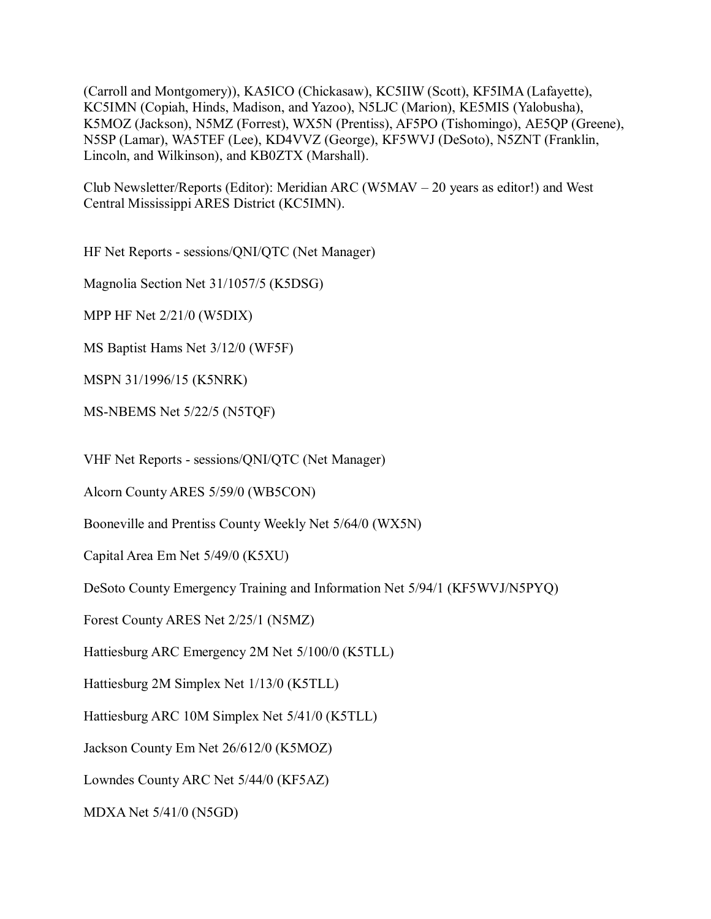(Carroll and Montgomery)), KA5ICO (Chickasaw), KC5IIW (Scott), KF5IMA (Lafayette), KC5IMN (Copiah, Hinds, Madison, and Yazoo), N5LJC (Marion), KE5MIS (Yalobusha), K5MOZ (Jackson), N5MZ (Forrest), WX5N (Prentiss), AF5PO (Tishomingo), AE5QP (Greene), N5SP (Lamar), WA5TEF (Lee), KD4VVZ (George), KF5WVJ (DeSoto), N5ZNT (Franklin, Lincoln, and Wilkinson), and KB0ZTX (Marshall).

Club Newsletter/Reports (Editor): Meridian ARC (W5MAV – 20 years as editor!) and West Central Mississippi ARES District (KC5IMN).

HF Net Reports - sessions/QNI/QTC (Net Manager)

Magnolia Section Net 31/1057/5 (K5DSG)

MPP HF Net 2/21/0 (W5DIX)

MS Baptist Hams Net 3/12/0 (WF5F)

MSPN 31/1996/15 (K5NRK)

MS-NBEMS Net 5/22/5 (N5TQF)

VHF Net Reports - sessions/QNI/QTC (Net Manager)

Alcorn County ARES 5/59/0 (WB5CON)

Booneville and Prentiss County Weekly Net 5/64/0 (WX5N)

Capital Area Em Net 5/49/0 (K5XU)

DeSoto County Emergency Training and Information Net 5/94/1 (KF5WVJ/N5PYQ)

Forest County ARES Net 2/25/1 (N5MZ)

Hattiesburg ARC Emergency 2M Net 5/100/0 (K5TLL)

Hattiesburg 2M Simplex Net 1/13/0 (K5TLL)

Hattiesburg ARC 10M Simplex Net 5/41/0 (K5TLL)

Jackson County Em Net 26/612/0 (K5MOZ)

Lowndes County ARC Net 5/44/0 (KF5AZ)

MDXA Net 5/41/0 (N5GD)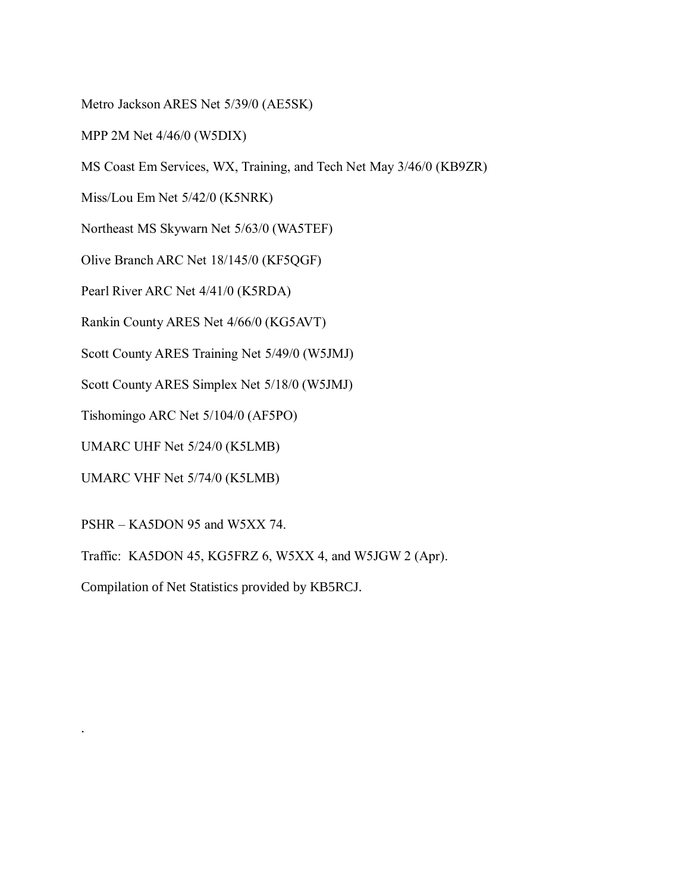Metro Jackson ARES Net 5/39/0 (AE5SK)

MPP 2M Net 4/46/0 (W5DIX)

MS Coast Em Services, WX, Training, and Tech Net May 3/46/0 (KB9ZR)

Miss/Lou Em Net 5/42/0 (K5NRK)

Northeast MS Skywarn Net 5/63/0 (WA5TEF)

Olive Branch ARC Net 18/145/0 (KF5QGF)

Pearl River ARC Net 4/41/0 (K5RDA)

Rankin County ARES Net 4/66/0 (KG5AVT)

Scott County ARES Training Net 5/49/0 (W5JMJ)

Scott County ARES Simplex Net 5/18/0 (W5JMJ)

Tishomingo ARC Net 5/104/0 (AF5PO)

UMARC UHF Net 5/24/0 (K5LMB)

UMARC VHF Net 5/74/0 (K5LMB)

PSHR – KA5DON 95 and W5XX 74.

Traffic: KA5DON 45, KG5FRZ 6, W5XX 4, and W5JGW 2 (Apr).

Compilation of Net Statistics provided by KB5RCJ.

.